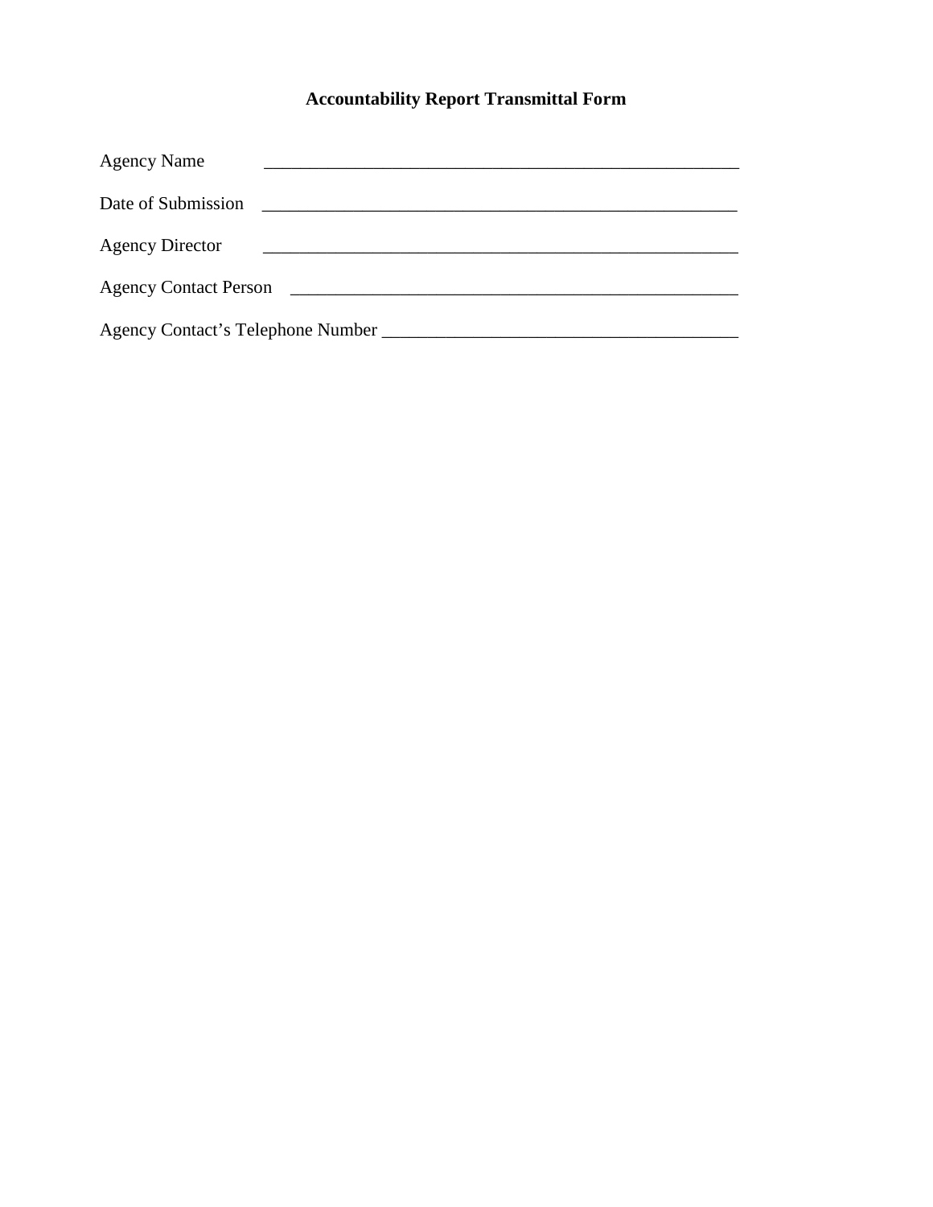# Accountability Report Transmittal Form

Agency Name _______________________________________________________

Date of Submission _______________________________________________________

Agency Director _______________________________________________________

Agency Contact Person _______________________________________________________

Agency Contact's Telephone Number _______________________________________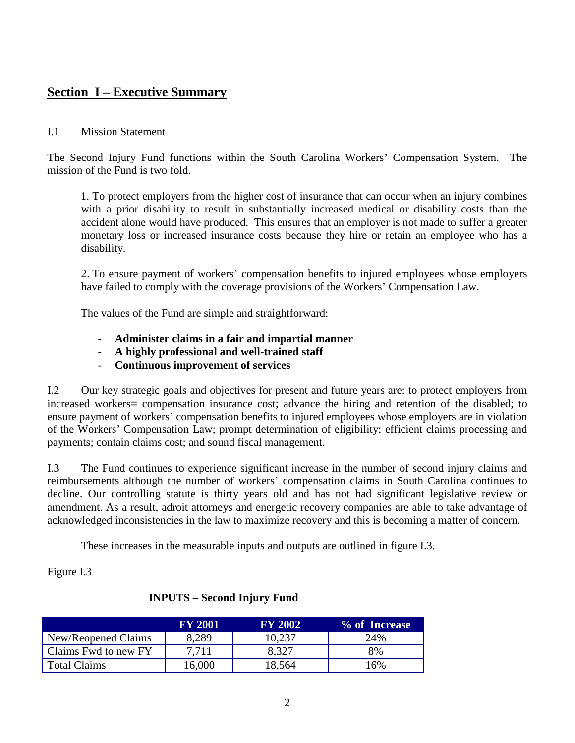## Section I – Executive Summary

I.1 Mission Statement

The Second Injury Fund functions within the South Carolina Workers' Compensation System. The mission of the Fund is two fold.

1. To protect employers from the higher cost of insurance that can occur when an injury combines with a prior disability to result in substantially increased medical or disability costs than the accident alone would have produced. This ensures that an employer is not made to suffer a greater monetary loss or increased insurance costs because they hire or retain an employee who has a disability.

2. To ensure payment of workers' compensation benefits to injured employees whose employers have failed to comply with the coverage provisions of the Workers' Compensation Law.

The values of the Fund are simple and straightforward:

- **Administer claims in a fair and impartial manner**
- **A highly professional and well-trained staff**
- **Continuous improvement of services**

I.2 Our key strategic goals and objectives for present and future years are: to protect employers from increased workers= compensation insurance cost; advance the hiring and retention of the disabled; to ensure payment of workers' compensation benefits to injured employees whose employers are in violation of the Workers' Compensation Law; prompt determination of eligibility; efficient claims processing and payments; contain claims cost; and sound fiscal management.

I.3 The Fund continues to experience significant increase in the number of second injury claims and reimbursements although the number of workers' compensation claims in South Carolina continues to decline. Our controlling statute is thirty years old and has not had significant legislative review or amendment. As a result, adroit attorneys and energetic recovery companies are able to take advantage of acknowledged inconsistencies in the law to maximize recovery and this is becoming a matter of concern.

These increases in the measurable inputs and outputs are outlined in figure I.3.

Figure I.3

**INPUTS – Second Injury Fund**

| | FY 2001 | FY 2002 | % of Increase |
|---|---|---|---|
| New/Reopened Claims | 8,289 | 10,237 | 24% |
| Claims Fwd to new FY | 7,711 | 8,327 | 8% |
| Total Claims | 16,000 | 18,564 | 16% |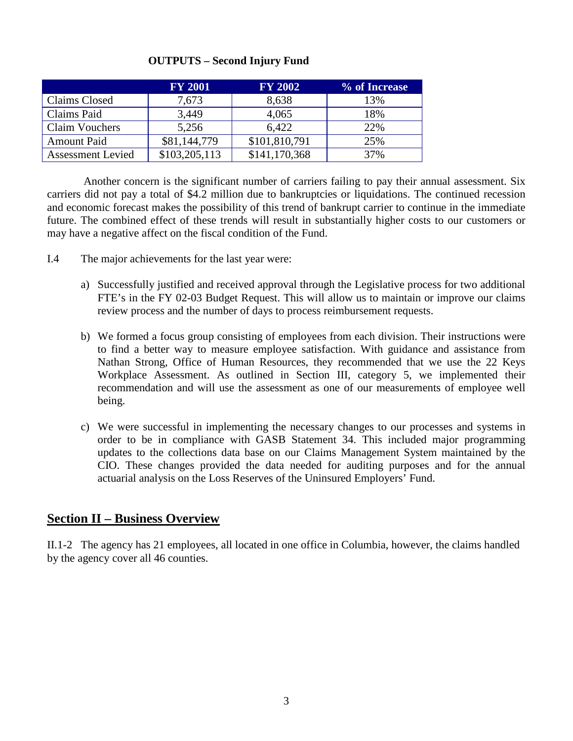**OUTPUTS – Second Injury Fund**

| | FY 2001 | FY 2002 | % of Increase |
|---|---|---|---|
| Claims Closed | 7,673 | 8,638 | 13% |
| Claims Paid | 3,449 | 4,065 | 18% |
| Claim Vouchers | 5,256 | 6,422 | 22% |
| Amount Paid | $81,144,779 | $101,810,791 | 25% |
| Assessment Levied | $103,205,113 | $141,170,368 | 37% |

Another concern is the significant number of carriers failing to pay their annual assessment. Six carriers did not pay a total of $4.2 million due to bankruptcies or liquidations. The continued recession and economic forecast makes the possibility of this trend of bankrupt carrier to continue in the immediate future. The combined effect of these trends will result in substantially higher costs to our customers or may have a negative affect on the fiscal condition of the Fund.

I.4 The major achievements for the last year were:

a) Successfully justified and received approval through the Legislative process for two additional FTE's in the FY 02-03 Budget Request. This will allow us to maintain or improve our claims review process and the number of days to process reimbursement requests.

b) We formed a focus group consisting of employees from each division. Their instructions were to find a better way to measure employee satisfaction. With guidance and assistance from Nathan Strong, Office of Human Resources, they recommended that we use the 22 Keys Workplace Assessment. As outlined in Section III, category 5, we implemented their recommendation and will use the assessment as one of our measurements of employee well being.

c) We were successful in implementing the necessary changes to our processes and systems in order to be in compliance with GASB Statement 34. This included major programming updates to the collections data base on our Claims Management System maintained by the CIO. These changes provided the data needed for auditing purposes and for the annual actuarial analysis on the Loss Reserves of the Uninsured Employers' Fund.

## Section II – Business Overview

II.1-2 The agency has 21 employees, all located in one office in Columbia, however, the claims handled by the agency cover all 46 counties.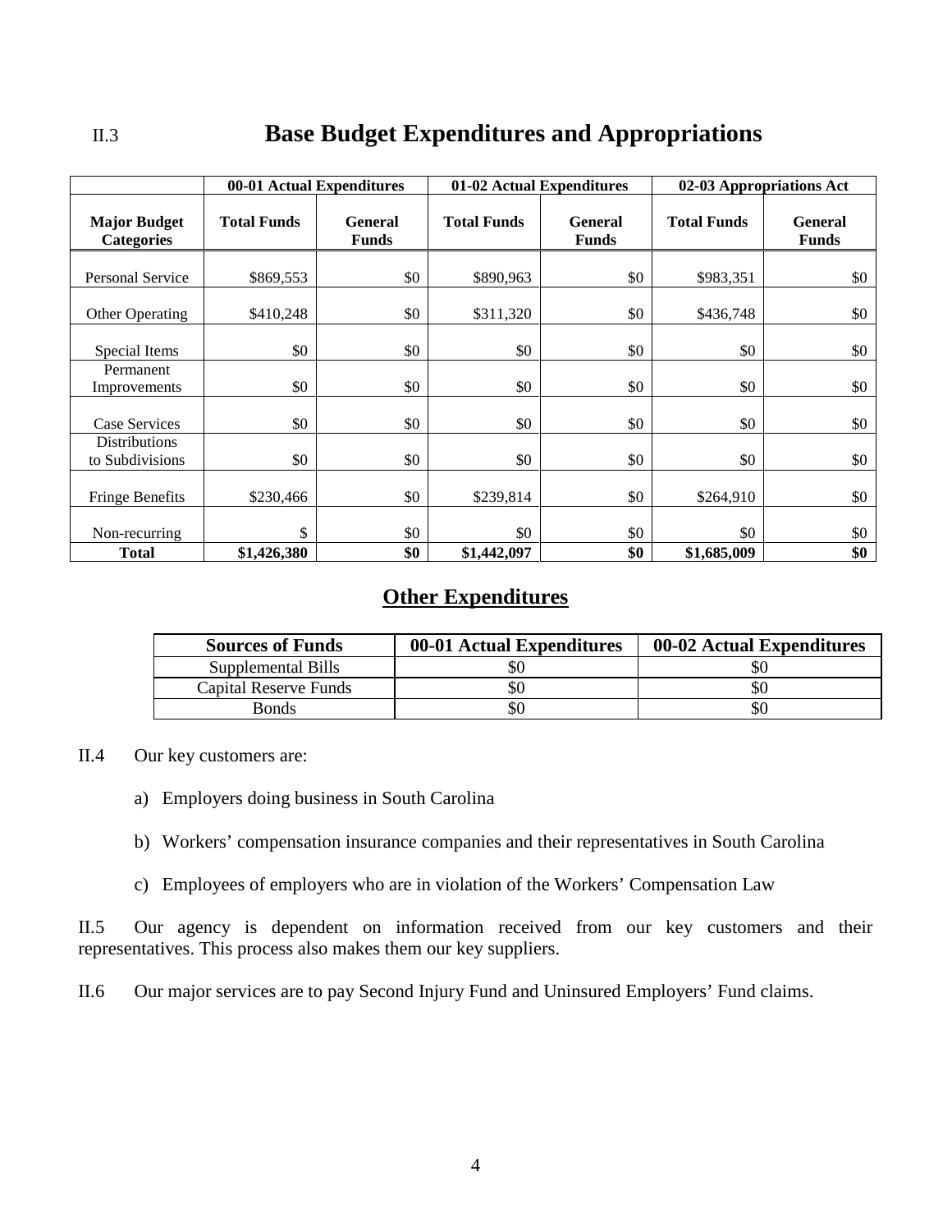II.3 **Base Budget Expenditures and Appropriations**

| | 00-01 Actual Expenditures | | 01-02 Actual Expenditures | | 02-03 Appropriations Act | |
|---|---|---|---|---|---|---|
| **Major Budget Categories** | **Total Funds** | **General Funds** | **Total Funds** | **General Funds** | **Total Funds** | **General Funds** |
| Personal Service | $869,553 | $0 | $890,963 | $0 | $983,351 | $0 |
| Other Operating | $410,248 | $0 | $311,320 | $0 | $436,748 | $0 |
| Special Items | $0 | $0 | $0 | $0 | $0 | $0 |
| Permanent Improvements | $0 | $0 | $0 | $0 | $0 | $0 |
| Case Services | $0 | $0 | $0 | $0 | $0 | $0 |
| Distributions to Subdivisions | $0 | $0 | $0 | $0 | $0 | $0 |
| Fringe Benefits | $230,466 | $0 | $239,814 | $0 | $264,910 | $0 |
| Non-recurring | $ | $0 | $0 | $0 | $0 | $0 |
| **Total** | **$1,426,380** | **$0** | **$1,442,097** | **$0** | **$1,685,009** | **$0** |

## Other Expenditures

| Sources of Funds | 00-01 Actual Expenditures | 00-02 Actual Expenditures |
|---|---|---|
| Supplemental Bills | $0 | $0 |
| Capital Reserve Funds | $0 | $0 |
| Bonds | $0 | $0 |

II.4 Our key customers are:

a) Employers doing business in South Carolina

b) Workers' compensation insurance companies and their representatives in South Carolina

c) Employees of employers who are in violation of the Workers' Compensation Law

II.5 Our agency is dependent on information received from our key customers and their representatives. This process also makes them our key suppliers.

II.6 Our major services are to pay Second Injury Fund and Uninsured Employers' Fund claims.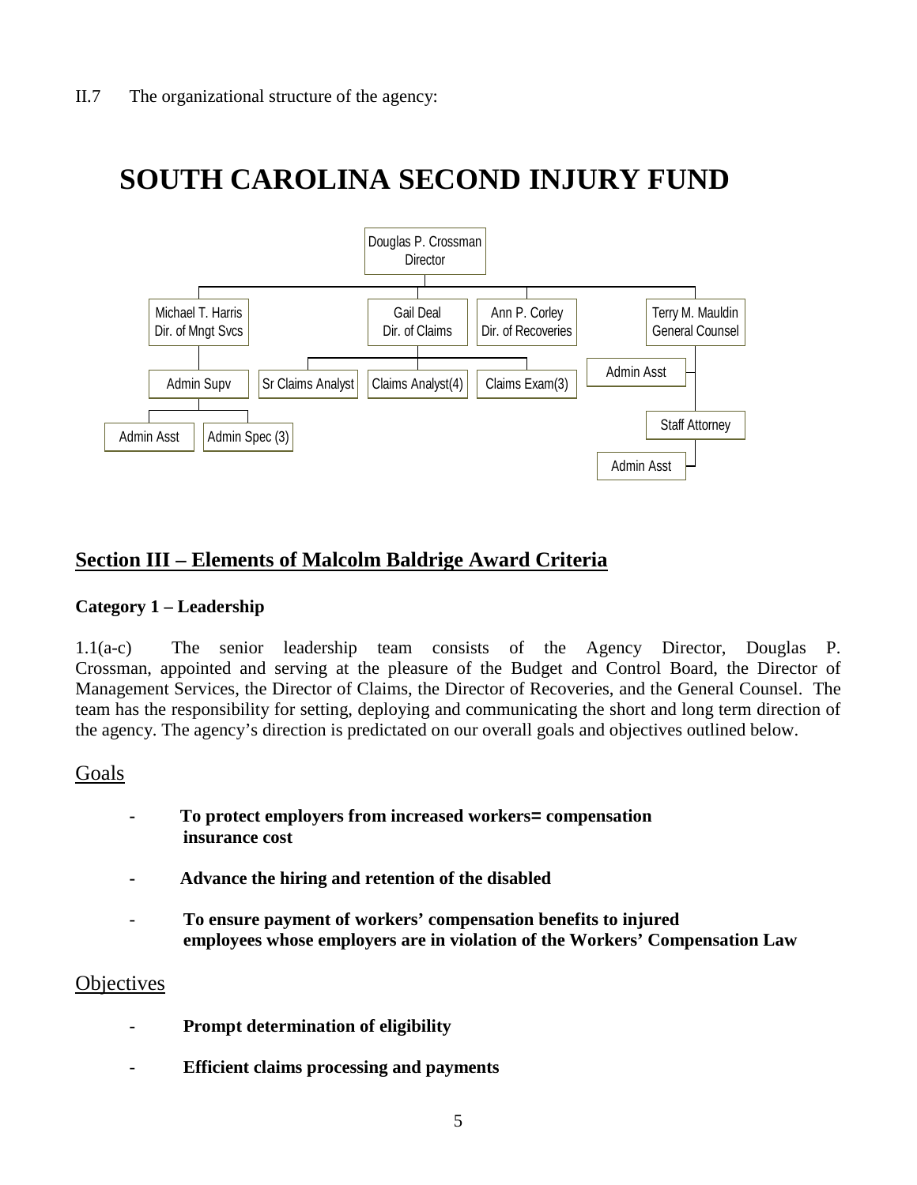II.7 The organizational structure of the agency:

# SOUTH CAROLINA SECOND INJURY FUND

- Douglas P. Crossman, Director
  - Michael T. Harris, Dir. of Mngt Svcs
    - Admin Supv
      - Admin Asst
      - Admin Spec (3)
  - Gail Deal, Dir. of Claims
    - Sr Claims Analyst
    - Claims Analyst(4)
    - Claims Exam(3)
  - Ann P. Corley, Dir. of Recoveries
  - Terry M. Mauldin, General Counsel
    - Admin Asst
    - Staff Attorney
      - Admin Asst

## Section III – Elements of Malcolm Baldrige Award Criteria

### Category 1 – Leadership

1.1(a-c) The senior leadership team consists of the Agency Director, Douglas P. Crossman, appointed and serving at the pleasure of the Budget and Control Board, the Director of Management Services, the Director of Claims, the Director of Recoveries, and the General Counsel. The team has the responsibility for setting, deploying and communicating the short and long term direction of the agency. The agency's direction is predictated on our overall goals and objectives outlined below.

Goals

- **To protect employers from increased workers= compensation insurance cost**
- **Advance the hiring and retention of the disabled**
- **To ensure payment of workers' compensation benefits to injured employees whose employers are in violation of the Workers' Compensation Law**

Objectives

- **Prompt determination of eligibility**
- **Efficient claims processing and payments**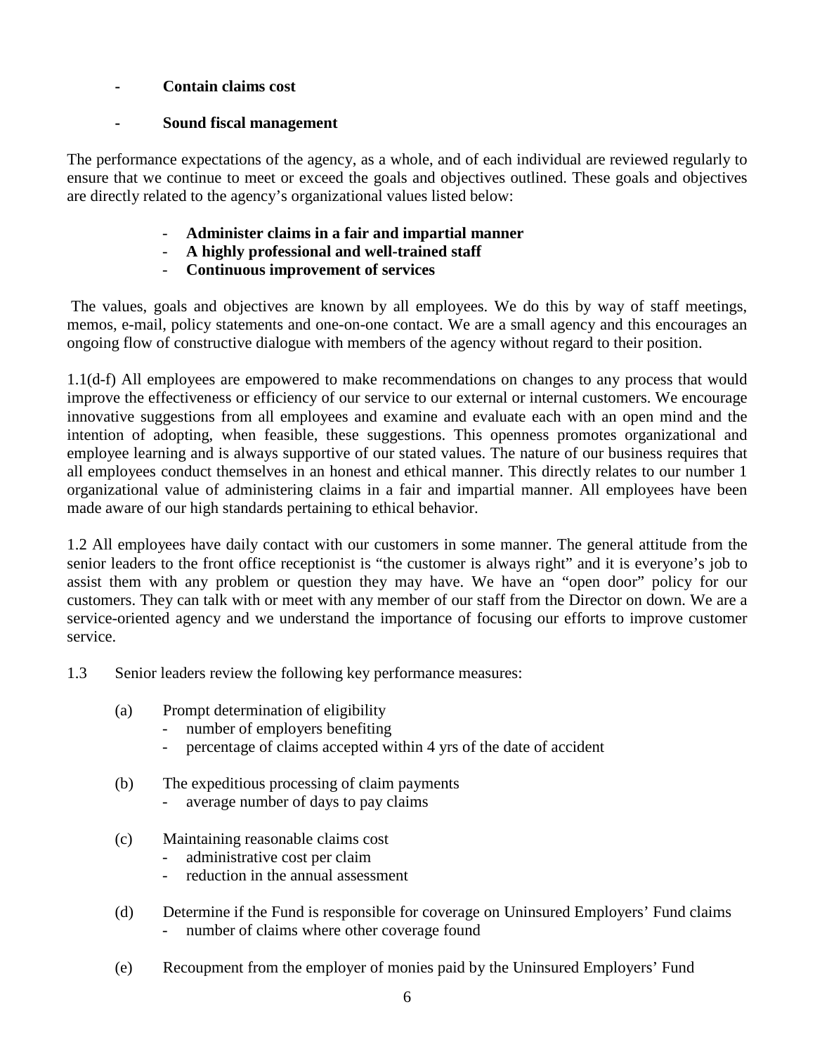- **Contain claims cost**

- **Sound fiscal management**

The performance expectations of the agency, as a whole, and of each individual are reviewed regularly to ensure that we continue to meet or exceed the goals and objectives outlined. These goals and objectives are directly related to the agency's organizational values listed below:

- **Administer claims in a fair and impartial manner**
- **A highly professional and well-trained staff**
- **Continuous improvement of services**

The values, goals and objectives are known by all employees. We do this by way of staff meetings, memos, e-mail, policy statements and one-on-one contact. We are a small agency and this encourages an ongoing flow of constructive dialogue with members of the agency without regard to their position.

1.1(d-f) All employees are empowered to make recommendations on changes to any process that would improve the effectiveness or efficiency of our service to our external or internal customers. We encourage innovative suggestions from all employees and examine and evaluate each with an open mind and the intention of adopting, when feasible, these suggestions. This openness promotes organizational and employee learning and is always supportive of our stated values. The nature of our business requires that all employees conduct themselves in an honest and ethical manner. This directly relates to our number 1 organizational value of administering claims in a fair and impartial manner. All employees have been made aware of our high standards pertaining to ethical behavior.

1.2 All employees have daily contact with our customers in some manner. The general attitude from the senior leaders to the front office receptionist is "the customer is always right" and it is everyone's job to assist them with any problem or question they may have. We have an "open door" policy for our customers. They can talk with or meet with any member of our staff from the Director on down. We are a service-oriented agency and we understand the importance of focusing our efforts to improve customer service.

1.3 Senior leaders review the following key performance measures:

(a) Prompt determination of eligibility
- number of employers benefiting
- percentage of claims accepted within 4 yrs of the date of accident

(b) The expeditious processing of claim payments
- average number of days to pay claims

(c) Maintaining reasonable claims cost
- administrative cost per claim
- reduction in the annual assessment

(d) Determine if the Fund is responsible for coverage on Uninsured Employers' Fund claims
- number of claims where other coverage found

(e) Recoupment from the employer of monies paid by the Uninsured Employers' Fund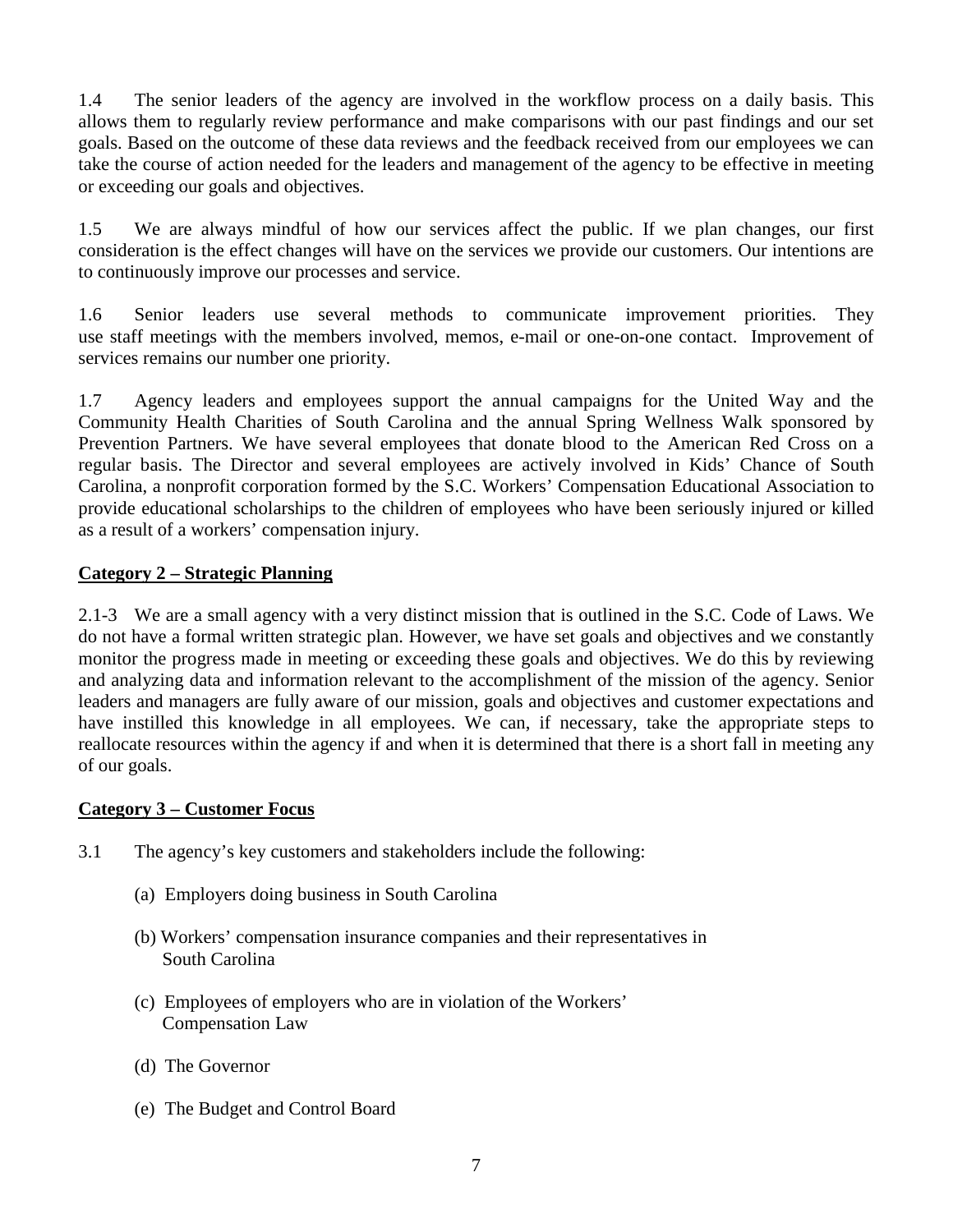1.4 The senior leaders of the agency are involved in the workflow process on a daily basis. This allows them to regularly review performance and make comparisons with our past findings and our set goals. Based on the outcome of these data reviews and the feedback received from our employees we can take the course of action needed for the leaders and management of the agency to be effective in meeting or exceeding our goals and objectives.

1.5 We are always mindful of how our services affect the public. If we plan changes, our first consideration is the effect changes will have on the services we provide our customers. Our intentions are to continuously improve our processes and service.

1.6 Senior leaders use several methods to communicate improvement priorities. They use staff meetings with the members involved, memos, e-mail or one-on-one contact. Improvement of services remains our number one priority.

1.7 Agency leaders and employees support the annual campaigns for the United Way and the Community Health Charities of South Carolina and the annual Spring Wellness Walk sponsored by Prevention Partners. We have several employees that donate blood to the American Red Cross on a regular basis. The Director and several employees are actively involved in Kids' Chance of South Carolina, a nonprofit corporation formed by the S.C. Workers' Compensation Educational Association to provide educational scholarships to the children of employees who have been seriously injured or killed as a result of a workers' compensation injury.

## Category 2 – Strategic Planning

2.1-3 We are a small agency with a very distinct mission that is outlined in the S.C. Code of Laws. We do not have a formal written strategic plan. However, we have set goals and objectives and we constantly monitor the progress made in meeting or exceeding these goals and objectives. We do this by reviewing and analyzing data and information relevant to the accomplishment of the mission of the agency. Senior leaders and managers are fully aware of our mission, goals and objectives and customer expectations and have instilled this knowledge in all employees. We can, if necessary, take the appropriate steps to reallocate resources within the agency if and when it is determined that there is a short fall in meeting any of our goals.

## Category 3 – Customer Focus

3.1 The agency's key customers and stakeholders include the following:

(a) Employers doing business in South Carolina

(b) Workers' compensation insurance companies and their representatives in South Carolina

(c) Employees of employers who are in violation of the Workers' Compensation Law

(d) The Governor

(e) The Budget and Control Board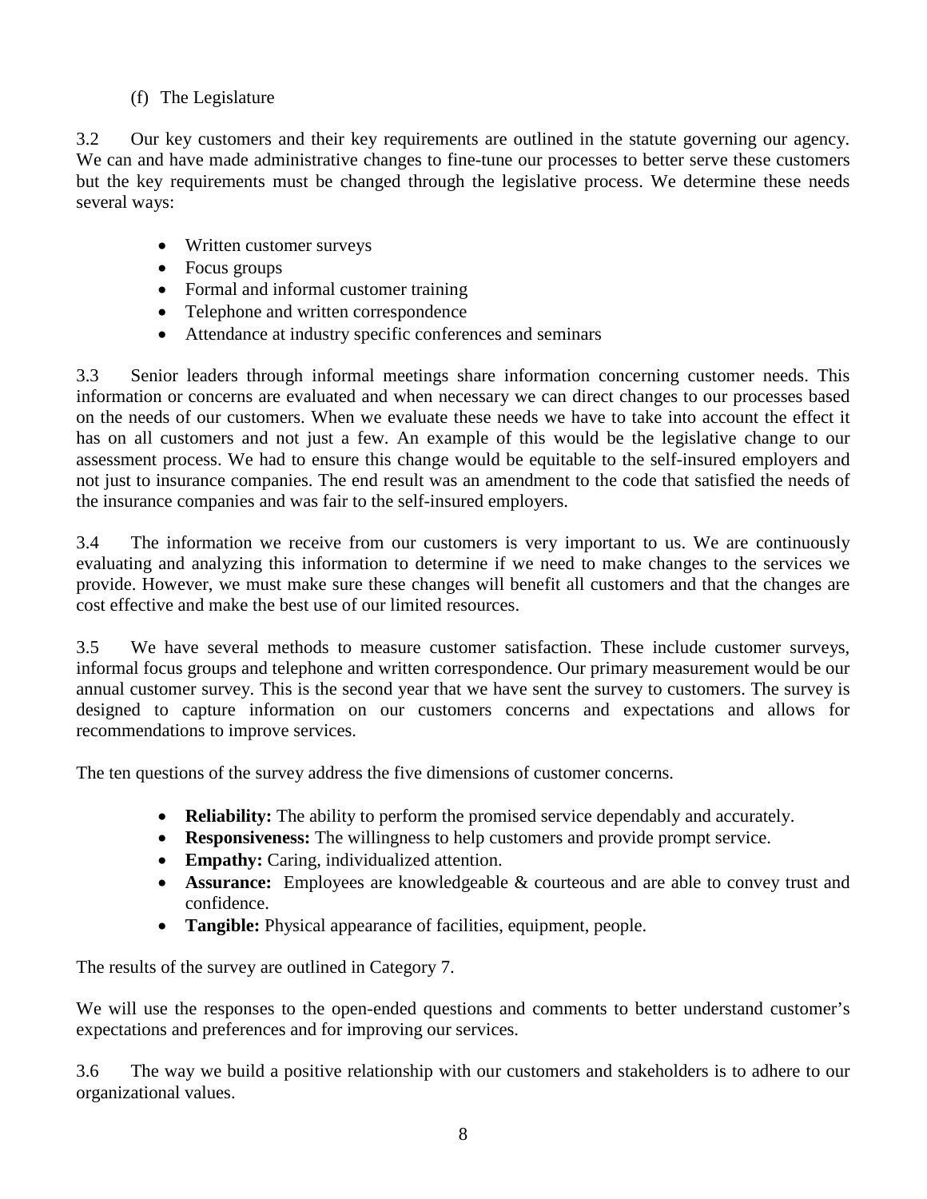(f) The Legislature

3.2 Our key customers and their key requirements are outlined in the statute governing our agency. We can and have made administrative changes to fine-tune our processes to better serve these customers but the key requirements must be changed through the legislative process. We determine these needs several ways:

- Written customer surveys
- Focus groups
- Formal and informal customer training
- Telephone and written correspondence
- Attendance at industry specific conferences and seminars

3.3 Senior leaders through informal meetings share information concerning customer needs. This information or concerns are evaluated and when necessary we can direct changes to our processes based on the needs of our customers. When we evaluate these needs we have to take into account the effect it has on all customers and not just a few. An example of this would be the legislative change to our assessment process. We had to ensure this change would be equitable to the self-insured employers and not just to insurance companies. The end result was an amendment to the code that satisfied the needs of the insurance companies and was fair to the self-insured employers.

3.4 The information we receive from our customers is very important to us. We are continuously evaluating and analyzing this information to determine if we need to make changes to the services we provide. However, we must make sure these changes will benefit all customers and that the changes are cost effective and make the best use of our limited resources.

3.5 We have several methods to measure customer satisfaction. These include customer surveys, informal focus groups and telephone and written correspondence. Our primary measurement would be our annual customer survey. This is the second year that we have sent the survey to customers. The survey is designed to capture information on our customers concerns and expectations and allows for recommendations to improve services.

The ten questions of the survey address the five dimensions of customer concerns.

- **Reliability:** The ability to perform the promised service dependably and accurately.
- **Responsiveness:** The willingness to help customers and provide prompt service.
- **Empathy:** Caring, individualized attention.
- **Assurance:** Employees are knowledgeable & courteous and are able to convey trust and confidence.
- **Tangible:** Physical appearance of facilities, equipment, people.

The results of the survey are outlined in Category 7.

We will use the responses to the open-ended questions and comments to better understand customer's expectations and preferences and for improving our services.

3.6 The way we build a positive relationship with our customers and stakeholders is to adhere to our organizational values.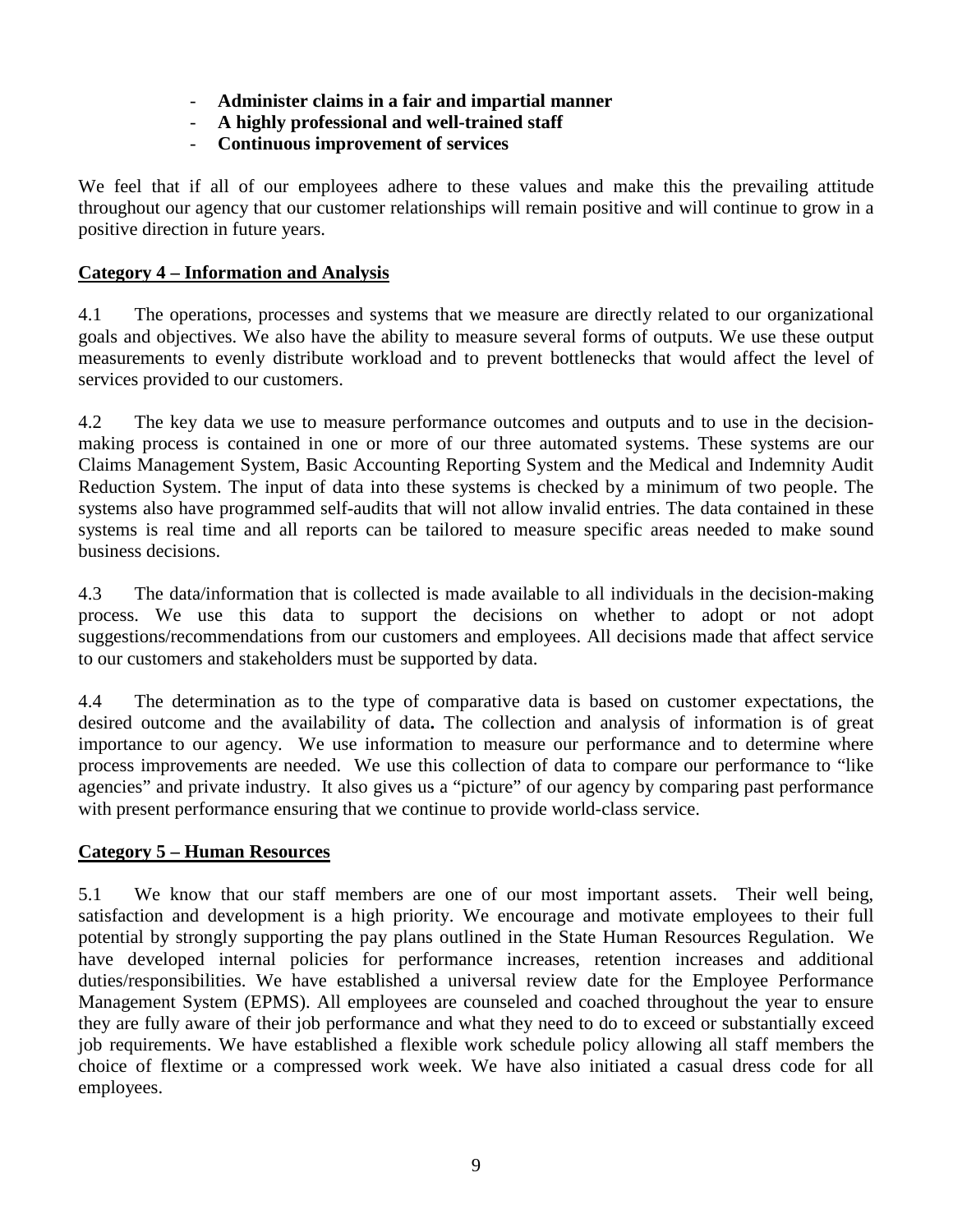- **Administer claims in a fair and impartial manner**
- **A highly professional and well-trained staff**
- **Continuous improvement of services**

We feel that if all of our employees adhere to these values and make this the prevailing attitude throughout our agency that our customer relationships will remain positive and will continue to grow in a positive direction in future years.

## Category 4 – Information and Analysis

4.1 The operations, processes and systems that we measure are directly related to our organizational goals and objectives. We also have the ability to measure several forms of outputs. We use these output measurements to evenly distribute workload and to prevent bottlenecks that would affect the level of services provided to our customers.

4.2 The key data we use to measure performance outcomes and outputs and to use in the decision-making process is contained in one or more of our three automated systems. These systems are our Claims Management System, Basic Accounting Reporting System and the Medical and Indemnity Audit Reduction System. The input of data into these systems is checked by a minimum of two people. The systems also have programmed self-audits that will not allow invalid entries. The data contained in these systems is real time and all reports can be tailored to measure specific areas needed to make sound business decisions.

4.3 The data/information that is collected is made available to all individuals in the decision-making process. We use this data to support the decisions on whether to adopt or not adopt suggestions/recommendations from our customers and employees. All decisions made that affect service to our customers and stakeholders must be supported by data.

4.4 The determination as to the type of comparative data is based on customer expectations, the desired outcome and the availability of data. The collection and analysis of information is of great importance to our agency. We use information to measure our performance and to determine where process improvements are needed. We use this collection of data to compare our performance to "like agencies" and private industry. It also gives us a "picture" of our agency by comparing past performance with present performance ensuring that we continue to provide world-class service.

## Category 5 – Human Resources

5.1 We know that our staff members are one of our most important assets. Their well being, satisfaction and development is a high priority. We encourage and motivate employees to their full potential by strongly supporting the pay plans outlined in the State Human Resources Regulation. We have developed internal policies for performance increases, retention increases and additional duties/responsibilities. We have established a universal review date for the Employee Performance Management System (EPMS). All employees are counseled and coached throughout the year to ensure they are fully aware of their job performance and what they need to do to exceed or substantially exceed job requirements. We have established a flexible work schedule policy allowing all staff members the choice of flextime or a compressed work week. We have also initiated a casual dress code for all employees.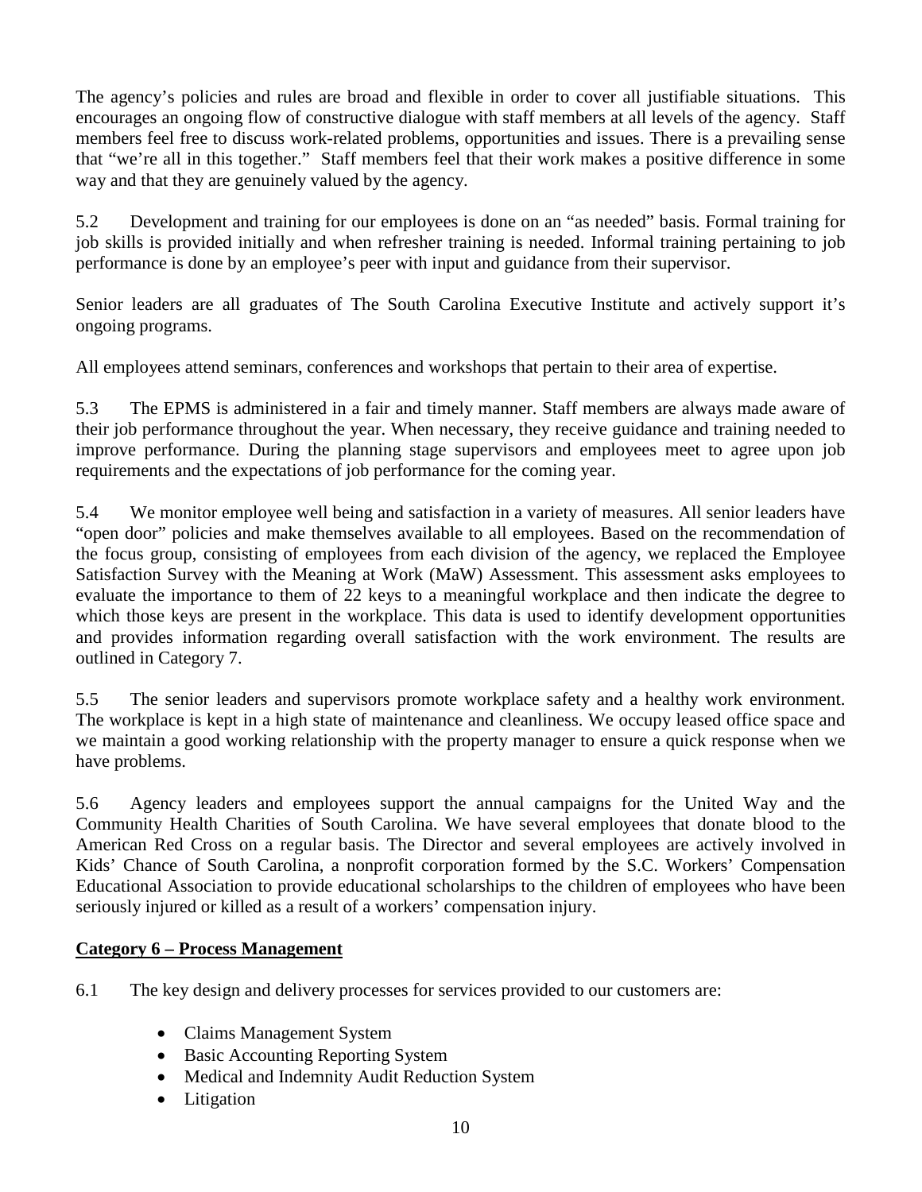The agency's policies and rules are broad and flexible in order to cover all justifiable situations. This encourages an ongoing flow of constructive dialogue with staff members at all levels of the agency. Staff members feel free to discuss work-related problems, opportunities and issues. There is a prevailing sense that "we're all in this together." Staff members feel that their work makes a positive difference in some way and that they are genuinely valued by the agency.

5.2 Development and training for our employees is done on an "as needed" basis. Formal training for job skills is provided initially and when refresher training is needed. Informal training pertaining to job performance is done by an employee's peer with input and guidance from their supervisor.

Senior leaders are all graduates of The South Carolina Executive Institute and actively support it's ongoing programs.

All employees attend seminars, conferences and workshops that pertain to their area of expertise.

5.3 The EPMS is administered in a fair and timely manner. Staff members are always made aware of their job performance throughout the year. When necessary, they receive guidance and training needed to improve performance. During the planning stage supervisors and employees meet to agree upon job requirements and the expectations of job performance for the coming year.

5.4 We monitor employee well being and satisfaction in a variety of measures. All senior leaders have "open door" policies and make themselves available to all employees. Based on the recommendation of the focus group, consisting of employees from each division of the agency, we replaced the Employee Satisfaction Survey with the Meaning at Work (MaW) Assessment. This assessment asks employees to evaluate the importance to them of 22 keys to a meaningful workplace and then indicate the degree to which those keys are present in the workplace. This data is used to identify development opportunities and provides information regarding overall satisfaction with the work environment. The results are outlined in Category 7.

5.5 The senior leaders and supervisors promote workplace safety and a healthy work environment. The workplace is kept in a high state of maintenance and cleanliness. We occupy leased office space and we maintain a good working relationship with the property manager to ensure a quick response when we have problems.

5.6 Agency leaders and employees support the annual campaigns for the United Way and the Community Health Charities of South Carolina. We have several employees that donate blood to the American Red Cross on a regular basis. The Director and several employees are actively involved in Kids' Chance of South Carolina, a nonprofit corporation formed by the S.C. Workers' Compensation Educational Association to provide educational scholarships to the children of employees who have been seriously injured or killed as a result of a workers' compensation injury.

## Category 6 – Process Management

6.1 The key design and delivery processes for services provided to our customers are:

- Claims Management System
- Basic Accounting Reporting System
- Medical and Indemnity Audit Reduction System
- Litigation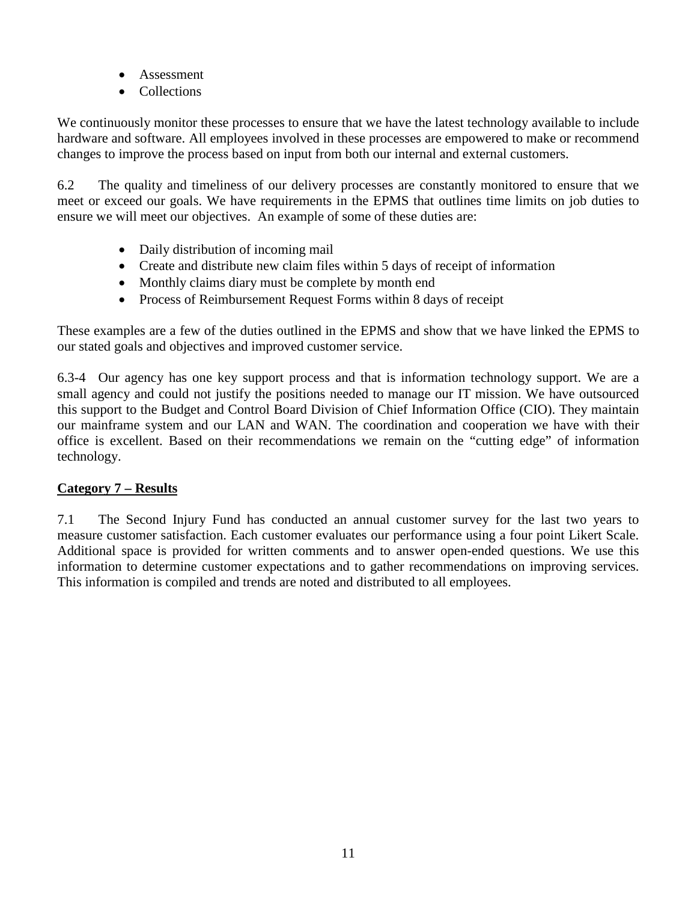- Assessment
- Collections

We continuously monitor these processes to ensure that we have the latest technology available to include hardware and software. All employees involved in these processes are empowered to make or recommend changes to improve the process based on input from both our internal and external customers.

6.2 The quality and timeliness of our delivery processes are constantly monitored to ensure that we meet or exceed our goals. We have requirements in the EPMS that outlines time limits on job duties to ensure we will meet our objectives. An example of some of these duties are:

- Daily distribution of incoming mail
- Create and distribute new claim files within 5 days of receipt of information
- Monthly claims diary must be complete by month end
- Process of Reimbursement Request Forms within 8 days of receipt

These examples are a few of the duties outlined in the EPMS and show that we have linked the EPMS to our stated goals and objectives and improved customer service.

6.3-4 Our agency has one key support process and that is information technology support. We are a small agency and could not justify the positions needed to manage our IT mission. We have outsourced this support to the Budget and Control Board Division of Chief Information Office (CIO). They maintain our mainframe system and our LAN and WAN. The coordination and cooperation we have with their office is excellent. Based on their recommendations we remain on the "cutting edge" of information technology.

## Category 7 – Results

7.1 The Second Injury Fund has conducted an annual customer survey for the last two years to measure customer satisfaction. Each customer evaluates our performance using a four point Likert Scale. Additional space is provided for written comments and to answer open-ended questions. We use this information to determine customer expectations and to gather recommendations on improving services. This information is compiled and trends are noted and distributed to all employees.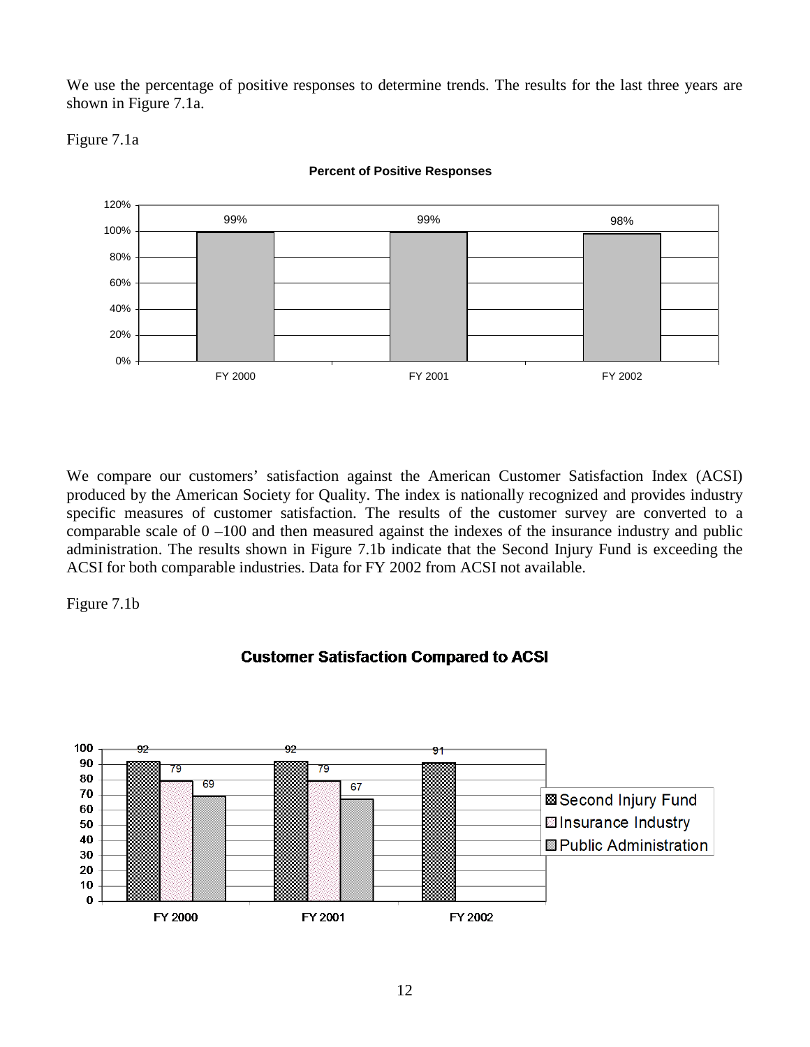We use the percentage of positive responses to determine trends. The results for the last three years are shown in Figure 7.1a.

Figure 7.1a

**Percent of Positive Responses**

| | FY 2000 | FY 2001 | FY 2002 |
|---|---|---|---|
| Percent of Positive Responses | 99% | 99% | 98% |

We compare our customers' satisfaction against the American Customer Satisfaction Index (ACSI) produced by the American Society for Quality. The index is nationally recognized and provides industry specific measures of customer satisfaction. The results of the customer survey are converted to a comparable scale of 0 –100 and then measured against the indexes of the insurance industry and public administration. The results shown in Figure 7.1b indicate that the Second Injury Fund is exceeding the ACSI for both comparable industries. Data for FY 2002 from ACSI not available.

Figure 7.1b

**Customer Satisfaction Compared to ACSI**

| | FY 2000 | FY 2001 | FY 2002 |
|---|---|---|---|
| Second Injury Fund | 92 | 92 | 91 |
| Insurance Industry | 79 | 79 | |
| Public Administration | 69 | 67 | |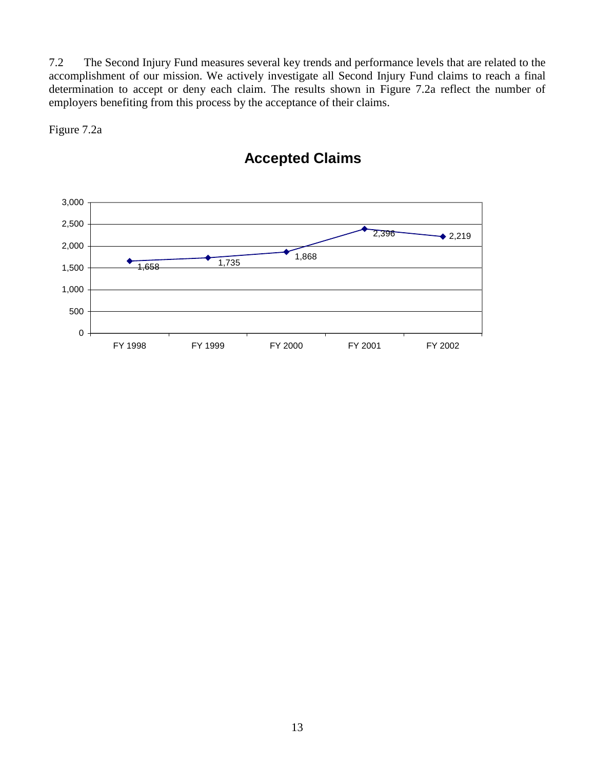7.2 The Second Injury Fund measures several key trends and performance levels that are related to the accomplishment of our mission. We actively investigate all Second Injury Fund claims to reach a final determination to accept or deny each claim. The results shown in Figure 7.2a reflect the number of employers benefiting from this process by the acceptance of their claims.

Figure 7.2a

**Accepted Claims**

| | FY 1998 | FY 1999 | FY 2000 | FY 2001 | FY 2002 |
|---|---|---|---|---|---|
| Accepted Claims | 1,658 | 1,735 | 1,868 | 2,396 | 2,219 |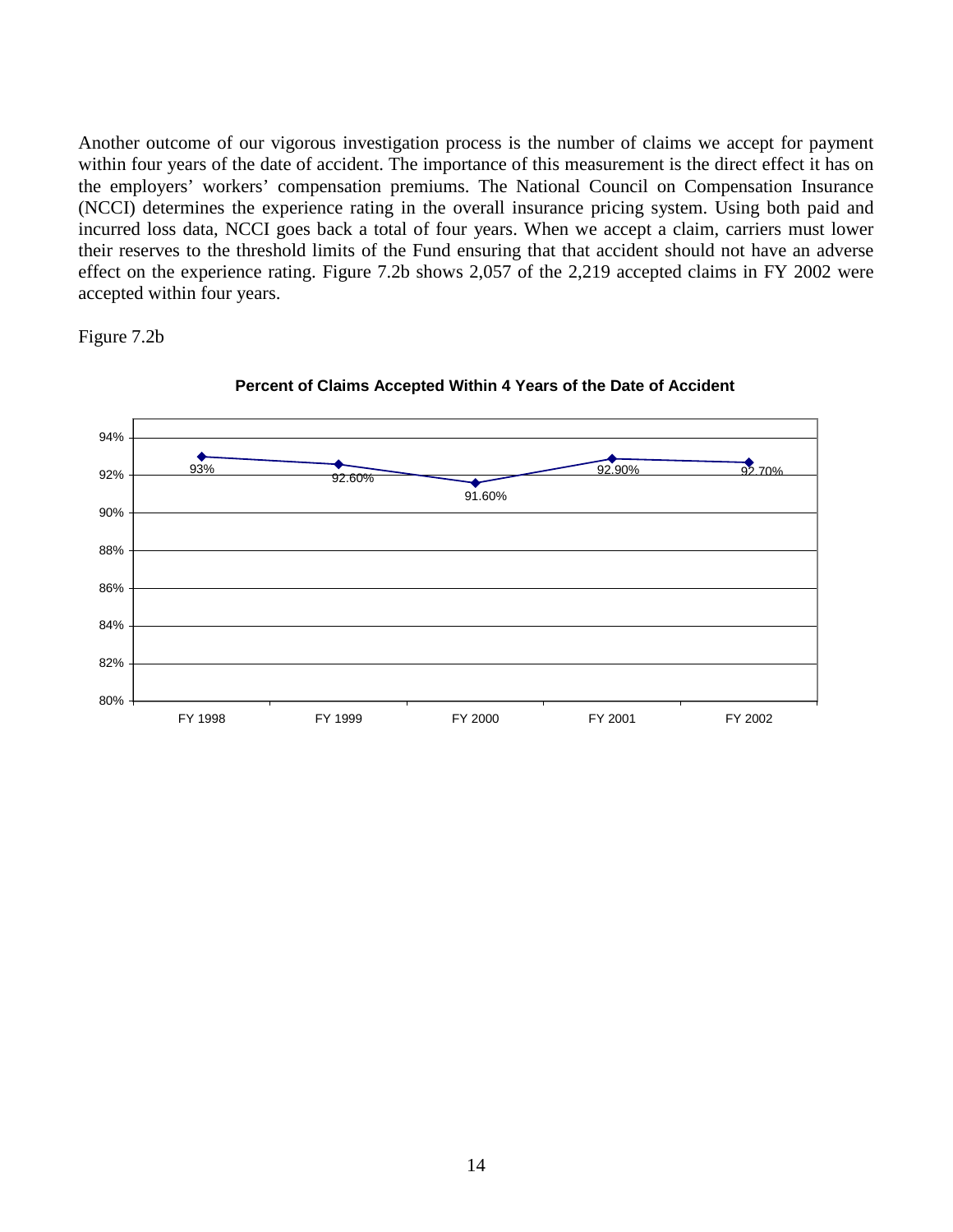Another outcome of our vigorous investigation process is the number of claims we accept for payment within four years of the date of accident. The importance of this measurement is the direct effect it has on the employers' workers' compensation premiums. The National Council on Compensation Insurance (NCCI) determines the experience rating in the overall insurance pricing system. Using both paid and incurred loss data, NCCI goes back a total of four years. When we accept a claim, carriers must lower their reserves to the threshold limits of the Fund ensuring that that accident should not have an adverse effect on the experience rating. Figure 7.2b shows 2,057 of the 2,219 accepted claims in FY 2002 were accepted within four years.

Figure 7.2b

**Percent of Claims Accepted Within 4 Years of the Date of Accident**

| Fiscal Year | Percent |
|---|---|
| FY 1998 | 93% |
| FY 1999 | 92.60% |
| FY 2000 | 91.60% |
| FY 2001 | 92.90% |
| FY 2002 | 92.70% |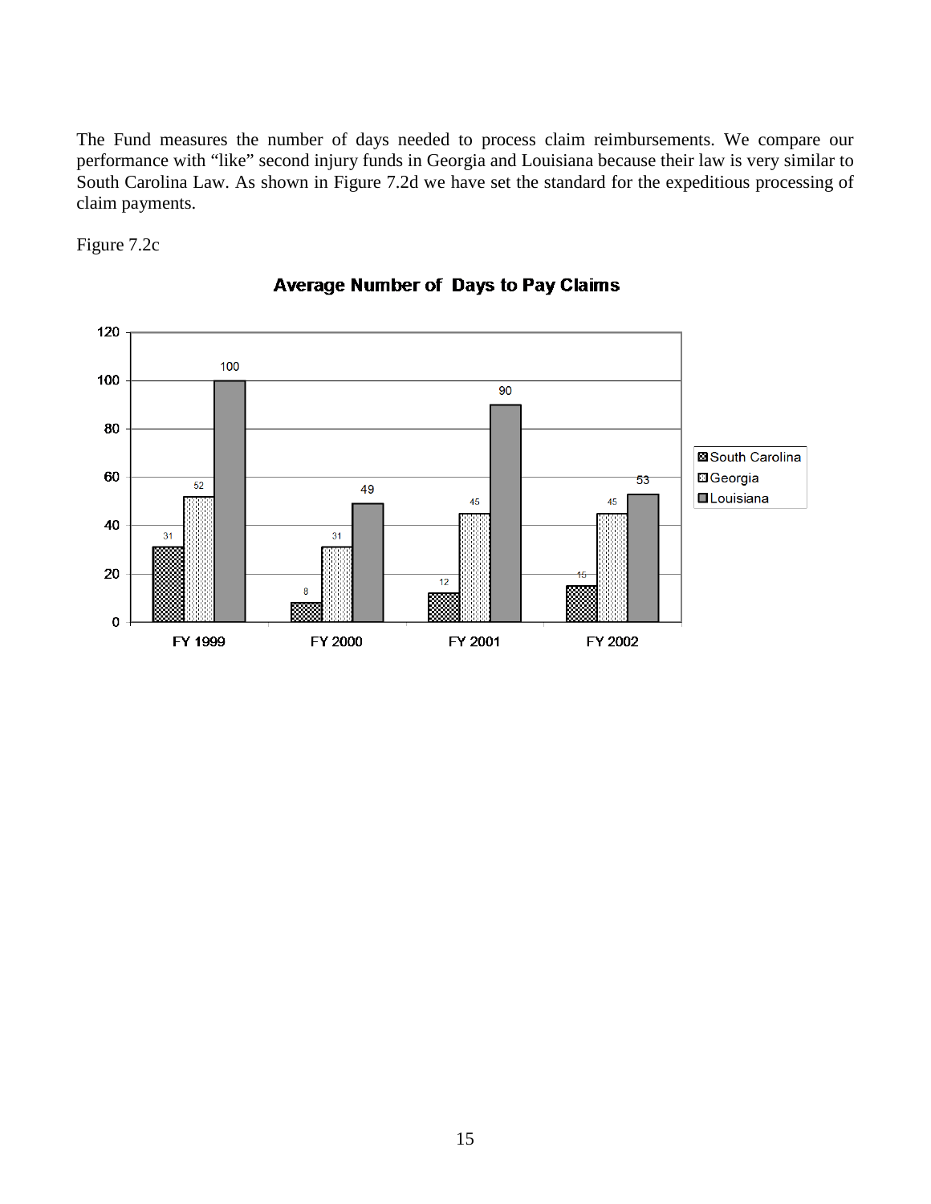The Fund measures the number of days needed to process claim reimbursements. We compare our performance with "like" second injury funds in Georgia and Louisiana because their law is very similar to South Carolina Law. As shown in Figure 7.2d we have set the standard for the expeditious processing of claim payments.

Figure 7.2c

**Average Number of Days to Pay Claims**

| | South Carolina | Georgia | Louisiana |
|---|---|---|---|
| FY 1999 | 31 | 52 | 100 |
| FY 2000 | 8 | 31 | 49 |
| FY 2001 | 12 | 45 | 90 |
| FY 2002 | 15 | 45 | 53 |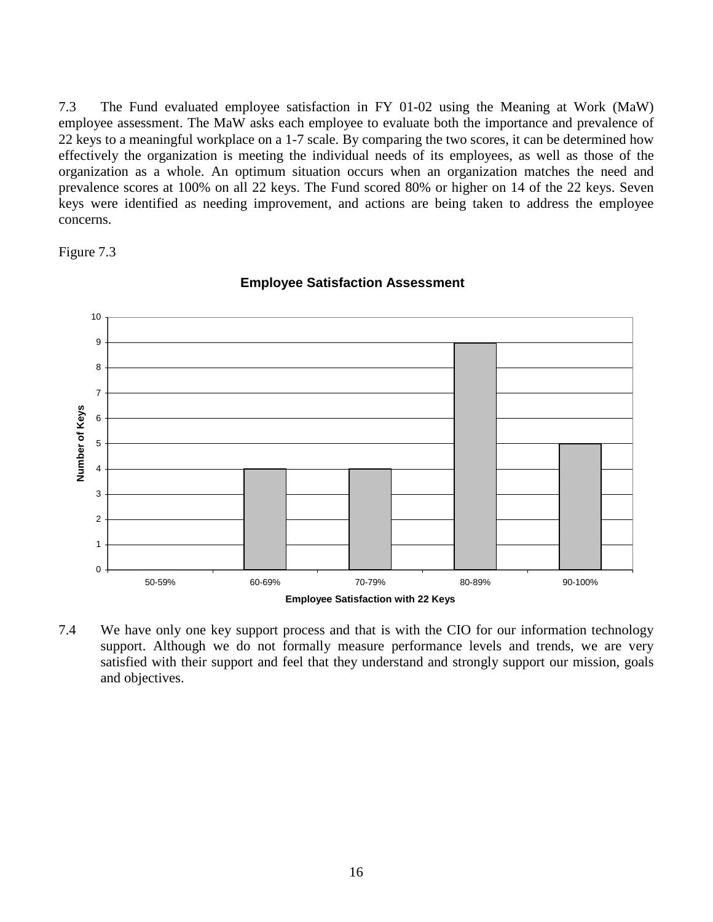7.3 The Fund evaluated employee satisfaction in FY 01-02 using the Meaning at Work (MaW) employee assessment. The MaW asks each employee to evaluate both the importance and prevalence of 22 keys to a meaningful workplace on a 1-7 scale. By comparing the two scores, it can be determined how effectively the organization is meeting the individual needs of its employees, as well as those of the organization as a whole. An optimum situation occurs when an organization matches the need and prevalence scores at 100% on all 22 keys. The Fund scored 80% or higher on 14 of the 22 keys. Seven keys were identified as needing improvement, and actions are being taken to address the employee concerns.

Figure 7.3

**Employee Satisfaction Assessment**

| Employee Satisfaction with 22 Keys | Number of Keys |
|---|---|
| 50-59% | 0 |
| 60-69% | 4 |
| 70-79% | 4 |
| 80-89% | 9 |
| 90-100% | 5 |

7.4 We have only one key support process and that is with the CIO for our information technology support. Although we do not formally measure performance levels and trends, we are very satisfied with their support and feel that they understand and strongly support our mission, goals and objectives.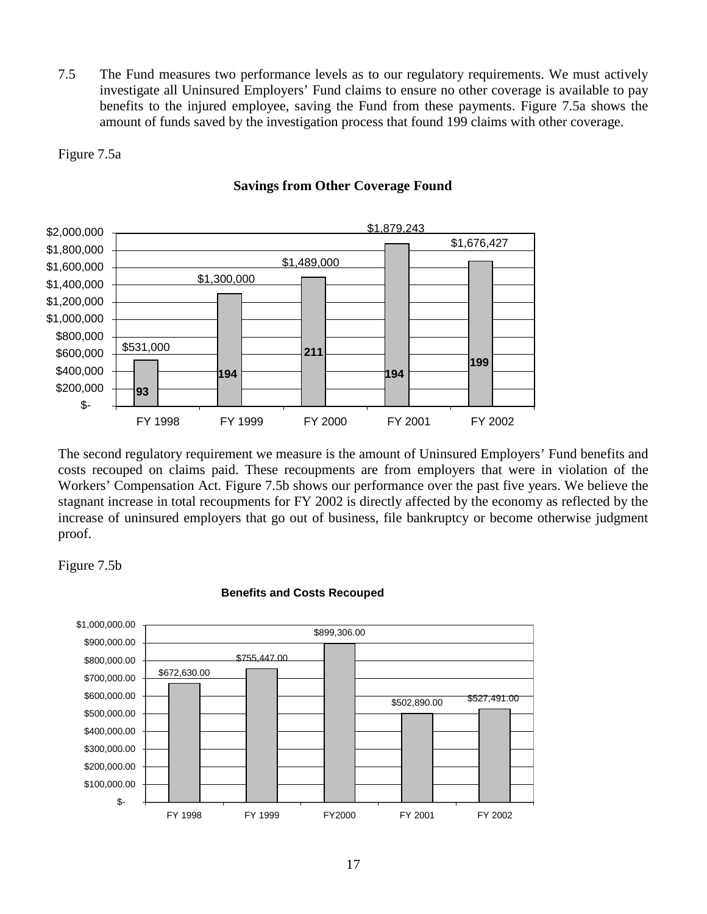7.5 The Fund measures two performance levels as to our regulatory requirements. We must actively investigate all Uninsured Employers' Fund claims to ensure no other coverage is available to pay benefits to the injured employee, saving the Fund from these payments. Figure 7.5a shows the amount of funds saved by the investigation process that found 199 claims with other coverage.

Figure 7.5a

**Savings from Other Coverage Found**

| Fiscal Year | Savings | Claims |
|---|---|---|
| FY 1998 | $531,000 | 93 |
| FY 1999 | $1,300,000 | 194 |
| FY 2000 | $1,489,000 | 211 |
| FY 2001 | $1,879,243 | 194 |
| FY 2002 | $1,676,427 | 199 |

The second regulatory requirement we measure is the amount of Uninsured Employers' Fund benefits and costs recouped on claims paid. These recoupments are from employers that were in violation of the Workers' Compensation Act. Figure 7.5b shows our performance over the past five years. We believe the stagnant increase in total recoupments for FY 2002 is directly affected by the economy as reflected by the increase of uninsured employers that go out of business, file bankruptcy or become otherwise judgment proof.

Figure 7.5b

**Benefits and Costs Recouped**

| Fiscal Year | Amount Recouped |
|---|---|
| FY 1998 | $672,630.00 |
| FY 1999 | $755,447.00 |
| FY2000 | $899,306.00 |
| FY 2001 | $502,890.00 |
| FY 2002 | $527,491.00 |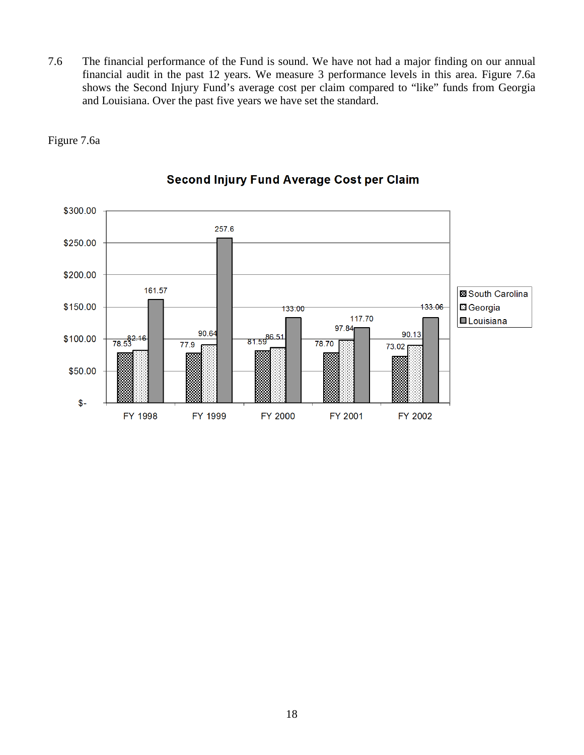7.6 The financial performance of the Fund is sound. We have not had a major finding on our annual financial audit in the past 12 years. We measure 3 performance levels in this area. Figure 7.6a shows the Second Injury Fund's average cost per claim compared to "like" funds from Georgia and Louisiana. Over the past five years we have set the standard.

Figure 7.6a

**Second Injury Fund Average Cost per Claim**

| | South Carolina | Georgia | Louisiana |
|---|---|---|---|
| FY 1998 | 78.53 | 82.16 | 161.57 |
| FY 1999 | 77.9 | 90.64 | 257.6 |
| FY 2000 | 81.59 | 86.51 | 133.00 |
| FY 2001 | 78.70 | 97.84 | 117.70 |
| FY 2002 | 73.02 | 90.13 | 133.06 |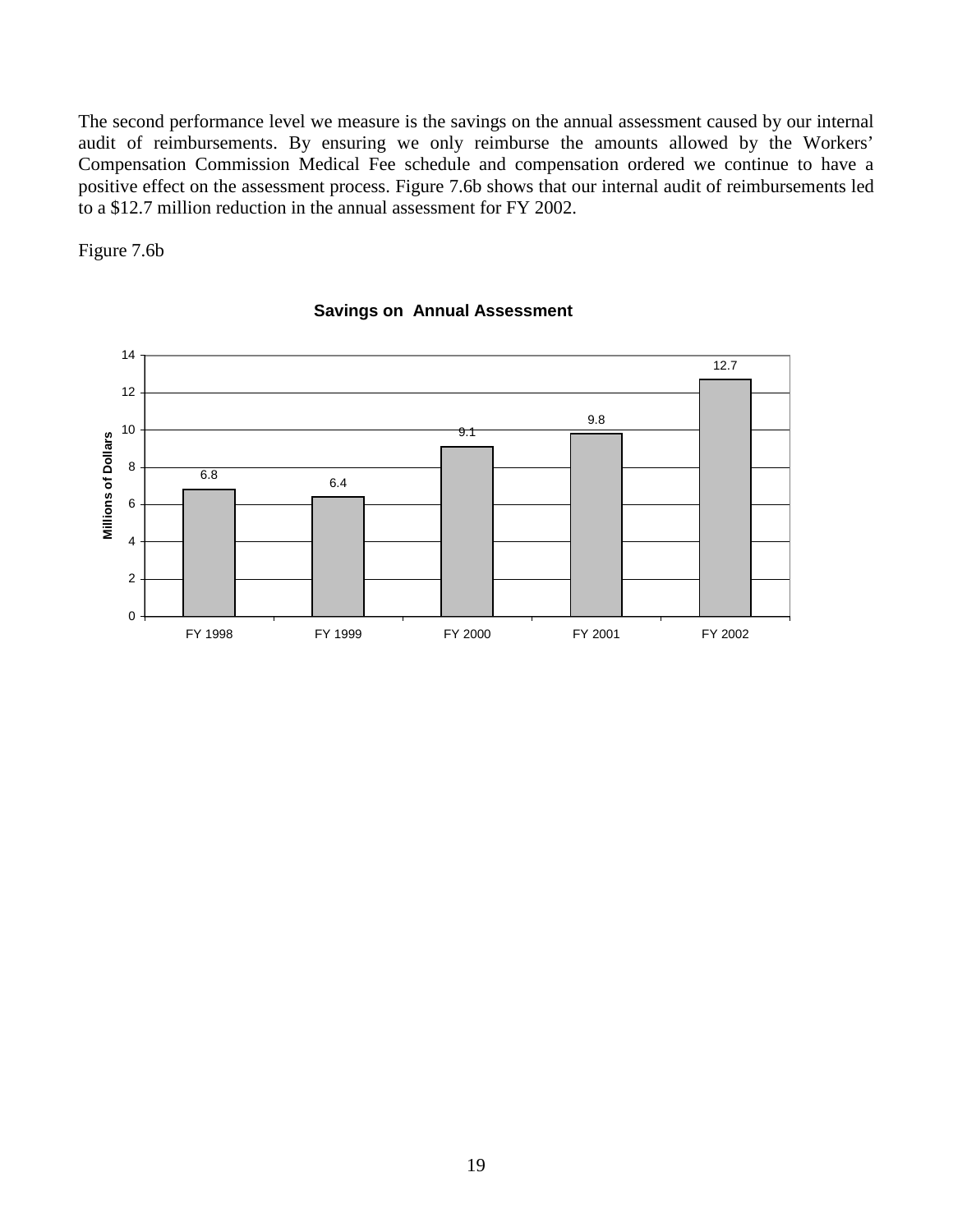The second performance level we measure is the savings on the annual assessment caused by our internal audit of reimbursements. By ensuring we only reimburse the amounts allowed by the Workers' Compensation Commission Medical Fee schedule and compensation ordered we continue to have a positive effect on the assessment process. Figure 7.6b shows that our internal audit of reimbursements led to a $12.7 million reduction in the annual assessment for FY 2002.

Figure 7.6b

**Savings on Annual Assessment**

| Fiscal Year | Millions of Dollars |
|---|---|
| FY 1998 | 6.8 |
| FY 1999 | 6.4 |
| FY 2000 | 9.1 |
| FY 2001 | 9.8 |
| FY 2002 | 12.7 |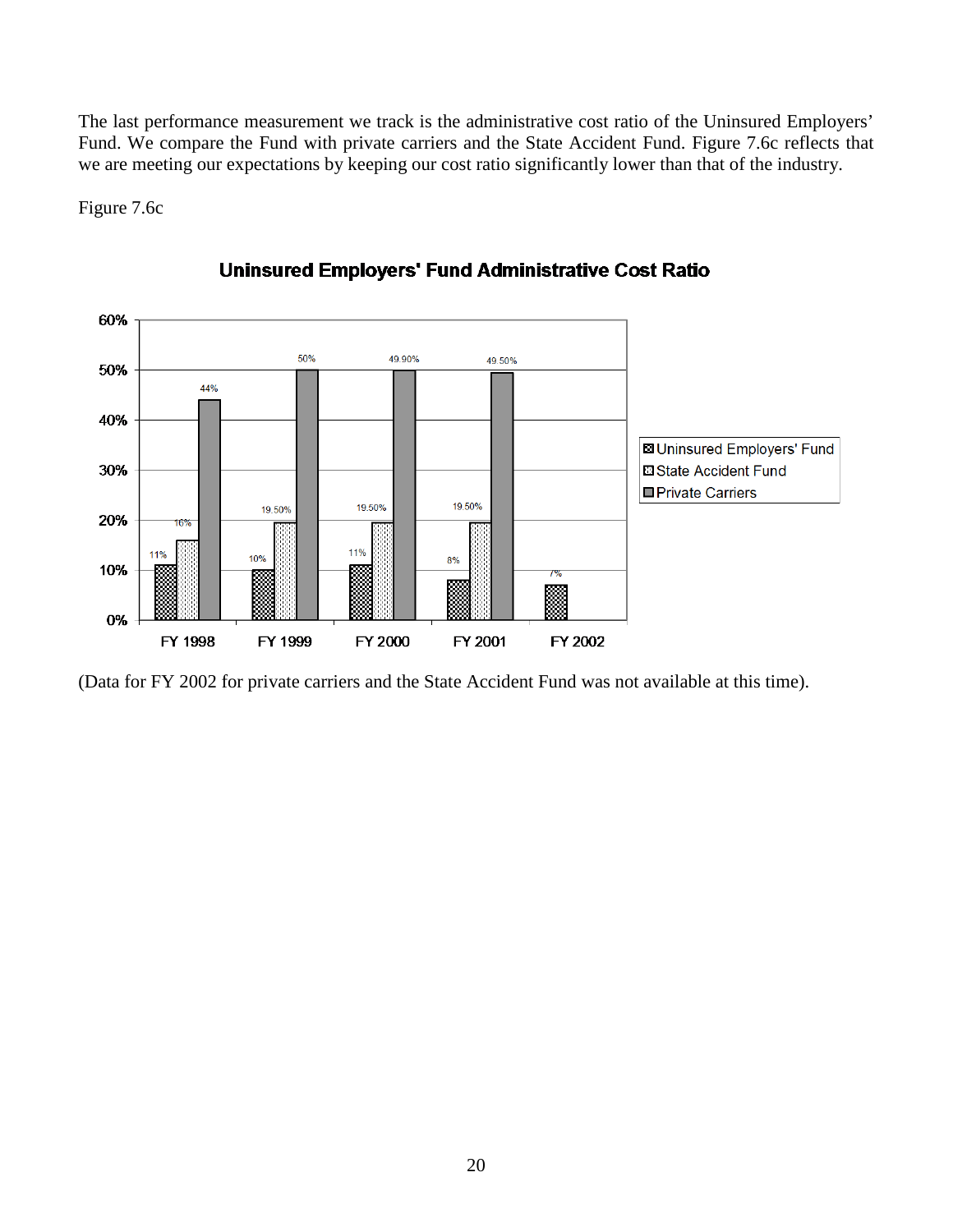The last performance measurement we track is the administrative cost ratio of the Uninsured Employers' Fund. We compare the Fund with private carriers and the State Accident Fund. Figure 7.6c reflects that we are meeting our expectations by keeping our cost ratio significantly lower than that of the industry.

Figure 7.6c

**Uninsured Employers' Fund Administrative Cost Ratio**

60%
50%
40%
30%
20%
10%
0%

FY 1998: 11%, 16%, 44%
FY 1999: 10%, 19.50%, 50%
FY 2000: 11%, 19.50%, 49.90%
FY 2001: 8%, 19.50%, 49.50%
FY 2002: 7%

Uninsured Employers' Fund
State Accident Fund
Private Carriers

(Data for FY 2002 for private carriers and the State Accident Fund was not available at this time).